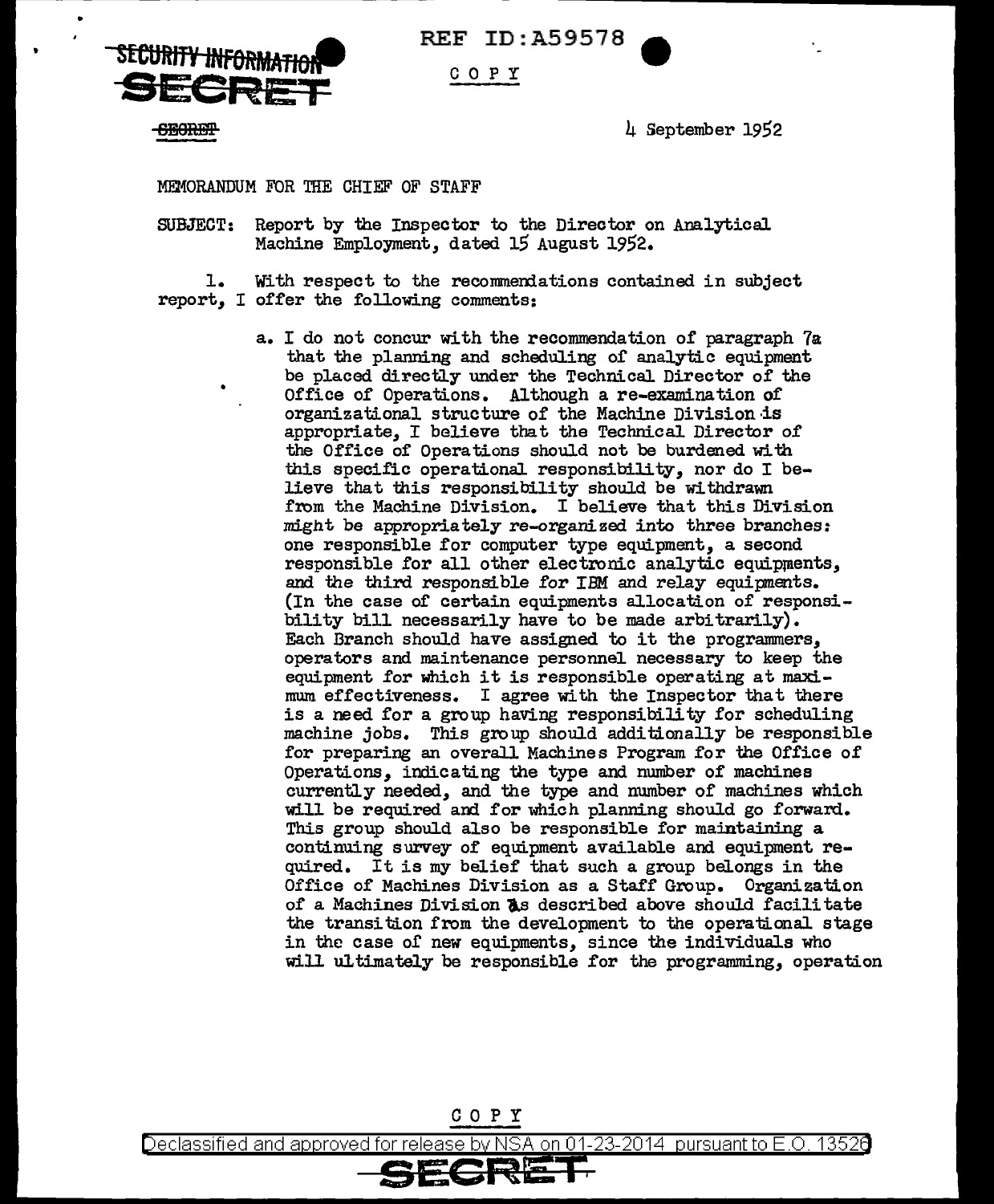SECURITY INFORMATION
SECRET

REF ID:A59578

COPY

~~SECRET~~

4 September 1952

MEMORANDUM FOR THE CHIEF OF STAFF

SUBJECT: Report by the Inspector to the Director on Analytical Machine Employment, dated 15 August 1952.

1. With respect to the recommendations contained in subject report, I offer the following comments:

a. I do not concur with the recommendation of paragraph 7a that the planning and scheduling of analytic equipment be placed directly under the Technical Director of the Office of Operations. Although a re-examination of organizational structure of the Machine Division is appropriate, I believe that the Technical Director of the Office of Operations should not be burdened with this specific operational responsibility, nor do I believe that this responsibility should be withdrawn from the Machine Division. I believe that this Division might be appropriately re-organized into three branches: one responsible for computer type equipment, a second responsible for all other electronic analytic equipments, and the third responsible for IBM and relay equipments. (In the case of certain equipments allocation of responsibility bill necessarily have to be made arbitrarily). Each Branch should have assigned to it the programmers, operators and maintenance personnel necessary to keep the equipment for which it is responsible operating at maximum effectiveness. I agree with the Inspector that there is a need for a group having responsibility for scheduling machine jobs. This group should additionally be responsible for preparing an overall Machines Program for the Office of Operations, indicating the type and number of machines currently needed, and the type and number of machines which will be required and for which planning should go forward. This group should also be responsible for maintaining a continuing survey of equipment available and equipment required. It is my belief that such a group belongs in the Office of Machines Division as a Staff Group. Organization of a Machines Division as described above should facilitate the transition from the development to the operational stage in the case of new equipments, since the individuals who will ultimately be responsible for the programming, operation

COPY

Declassified and approved for release by NSA on 01-23-2014 pursuant to E.O. 13526

SECRET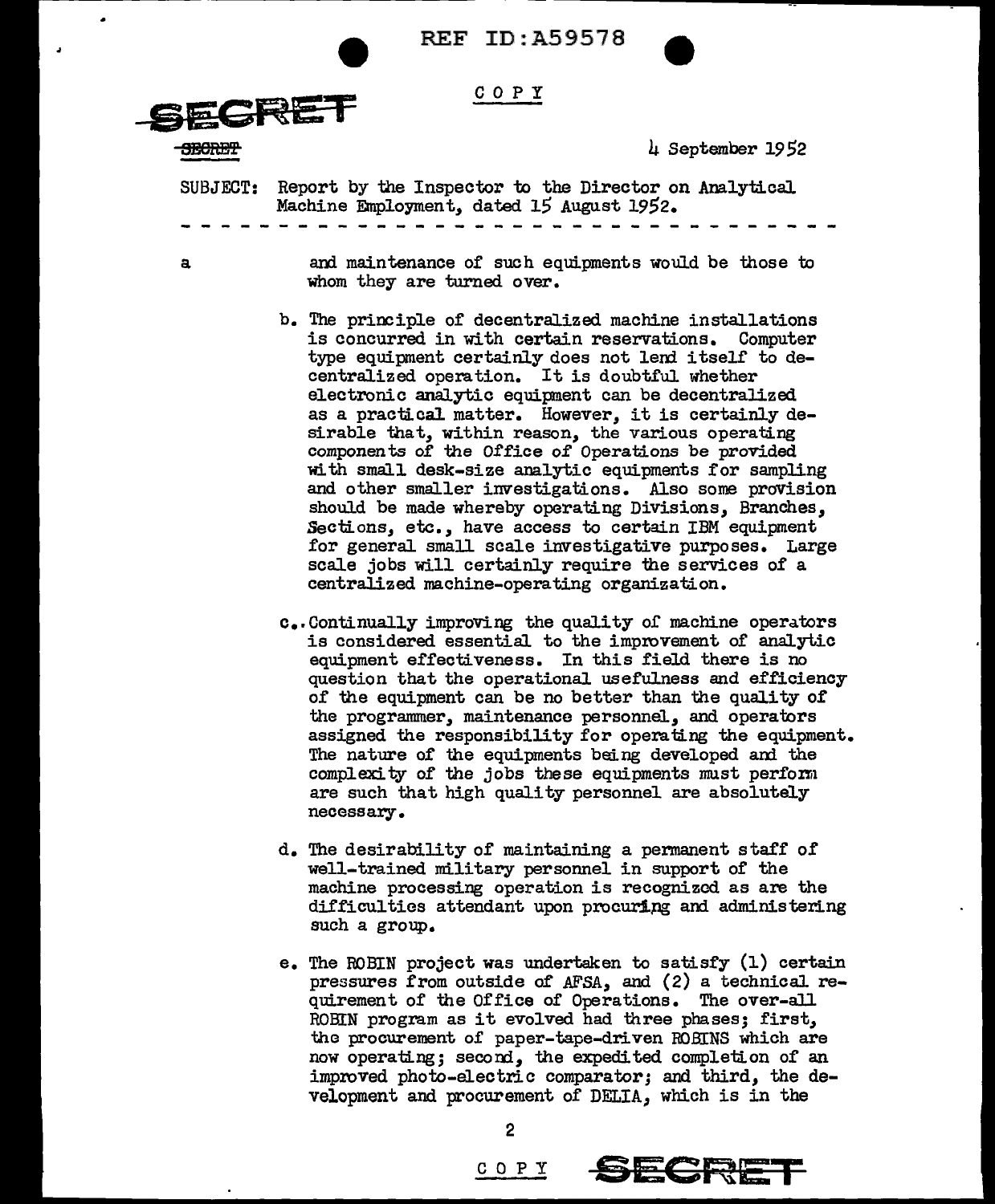SUBJECT: Report by the Inspector to the Director on Analytical Machine Employment, dated 15 August 1952.

---

a and maintenance of such equipments would be those to whom they are turned over.

b. The principle of decentralized machine installations is concurred in with certain reservations. Computer type equipment certainly does not lend itself to decentralized operation. It is doubtful whether electronic analytic equipment can be decentralized as a practical matter. However, it is certainly desirable that, within reason, the various operating components of the Office of Operations be provided with small desk-size analytic equipments for sampling and other smaller investigations. Also some provision should be made whereby operating Divisions, Branches, Sections, etc., have access to certain IBM equipment for general small scale investigative purposes. Large scale jobs will certainly require the services of a centralized machine-operating organization.

c. Continually improving the quality of machine operators is considered essential to the improvement of analytic equipment effectiveness. In this field there is no question that the operational usefulness and efficiency of the equipment can be no better than the quality of the programmer, maintenance personnel, and operators assigned the responsibility for operating the equipment. The nature of the equipments being developed and the complexity of the jobs these equipments must perform are such that high quality personnel are absolutely necessary.

d. The desirability of maintaining a permanent staff of well-trained military personnel in support of the machine processing operation is recognized as are the difficulties attendant upon procuring and administering such a group.

e. The ROBIN project was undertaken to satisfy (1) certain pressures from outside of AFSA, and (2) a technical requirement of the Office of Operations. The over-all ROBIN program as it evolved had three phases; first, the procurement of paper-tape-driven ROBINS which are now operating; second, the expedited completion of an improved photo-electric comparator; and third, the development and procurement of DELIA, which is in the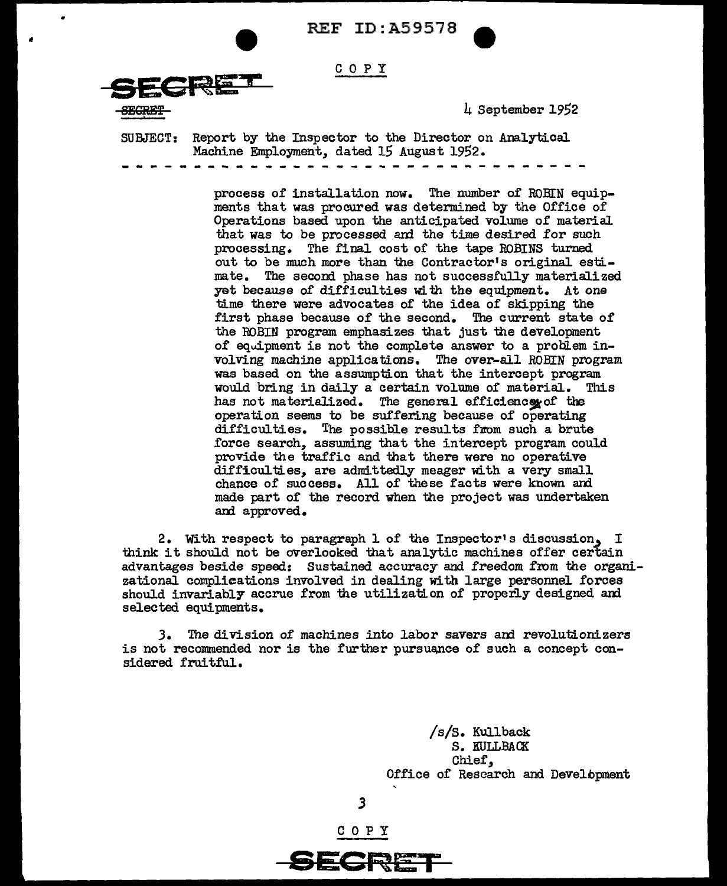COPY

SECRET

SECRET

4 September 1952

SUBJECT: Report by the Inspector to the Director on Analytical Machine Employment, dated 15 August 1952.

process of installation now. The number of ROBIN equipments that was procured was determined by the Office of Operations based upon the anticipated volume of material that was to be processed and the time desired for such processing. The final cost of the tape ROBINS turned out to be much more than the Contractor's original estimate. The second phase has not successfully materialized yet because of difficulties with the equipment. At one time there were advocates of the idea of skipping the first phase because of the second. The current state of the ROBIN program emphasizes that just the development of equipment is not the complete answer to a problem involving machine applications. The over-all ROBIN program was based on the assumption that the intercept program would bring in daily a certain volume of material. This has not materialized. The general efficiency of the operation seems to be suffering because of operating difficulties. The possible results from such a brute force search, assuming that the intercept program could provide the traffic and that there were no operative difficulties, are admittedly meager with a very small chance of success. All of these facts were known and made part of the record when the project was undertaken and approved.

2. With respect to paragraph 1 of the Inspector's discussion, I think it should not be overlooked that analytic machines offer certain advantages beside speed: Sustained accuracy and freedom from the organizational complications involved in dealing with large personnel forces should invariably accrue from the utilization of properly designed and selected equipments.

3. The division of machines into labor savers and revolutionizers is not recommended nor is the further pursuance of such a concept considered fruitful.

/s/S. Kullback
S. KULLBACK
Chief,
Office of Research and Development

COPY

SECRET